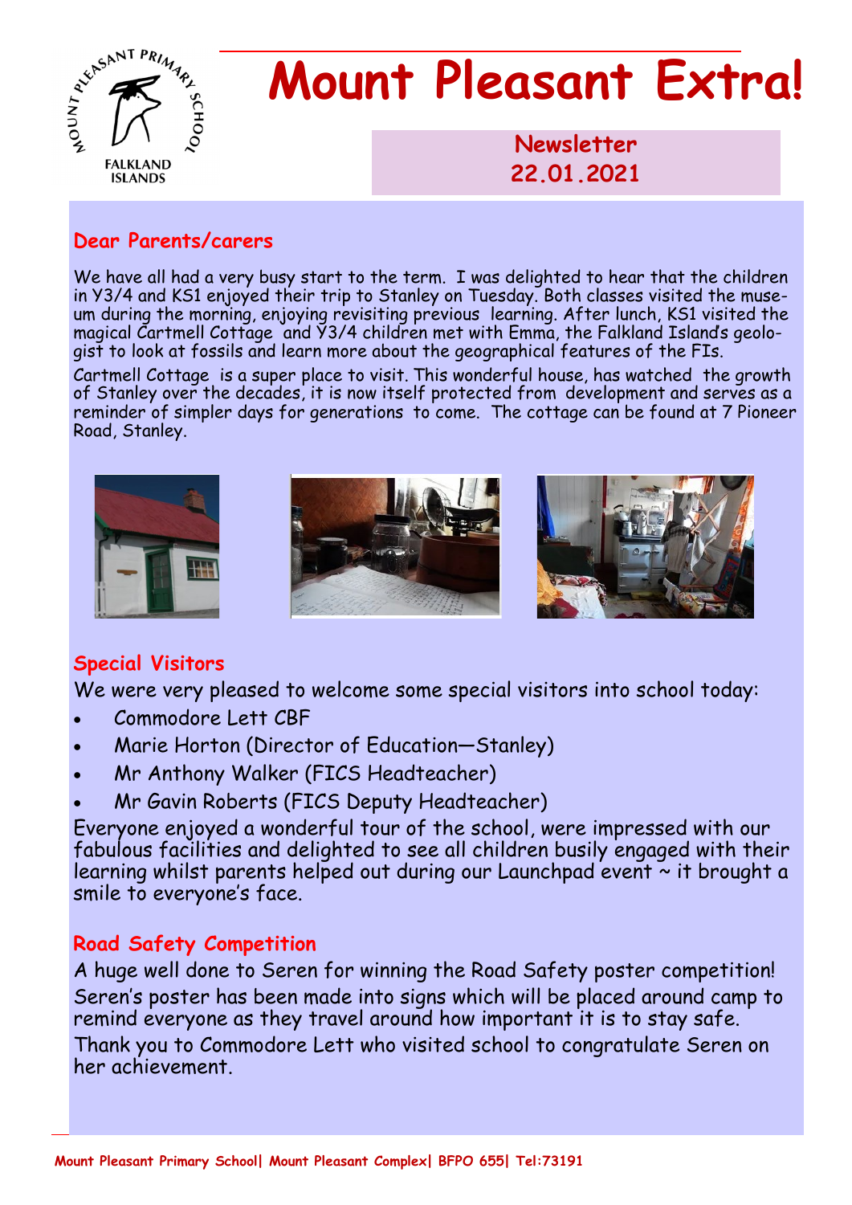# Mount Pleasant Extra!

**Newsletter 22.01.2021**

## Dear Parents/carers

We have all had a very busy start to the term. I was delighted to hear that the children in Y3/4 and KS1 enjoyed their trip to Stanley on Tuesday. Both classes visited the museum during the morning, enjoying revisiting previous learning. After lunch, KS1 visited the magical Cartmell Cottage and Y3/4 children met with Emma, the Falkland Island's geologist to look at fossils and learn more about the geographical features of the FIs.

Cartmell Cottage is a super place to visit. This wonderful house, has watched the growth of Stanley over the decades, it is now itself protected from development and serves as a reminder of simpler days for generations to come. The cottage can be found at 7 Pioneer Road, Stanley.

## Special Visitors

We were very pleased to welcome some special visitors into school today:

- Commodore Lett CBF
- Marie Horton (Director of Education—Stanley)
- Mr Anthony Walker (FICS Headteacher)
- Mr Gavin Roberts (FICS Deputy Headteacher)

Everyone enjoyed a wonderful tour of the school, were impressed with our fabulous facilities and delighted to see all children busily engaged with their learning whilst parents helped out during our Launchpad event ~ it brought a smile to everyone's face.

## Road Safety Competition

A huge well done to Seren for winning the Road Safety poster competition! Seren's poster has been made into signs which will be placed around camp to remind everyone as they travel around how important it is to stay safe.

Thank you to Commodore Lett who visited school to congratulate Seren on her achievement.

Mount Pleasant Primary School| Mount Pleasant Complex| BFPO 655| Tel:73191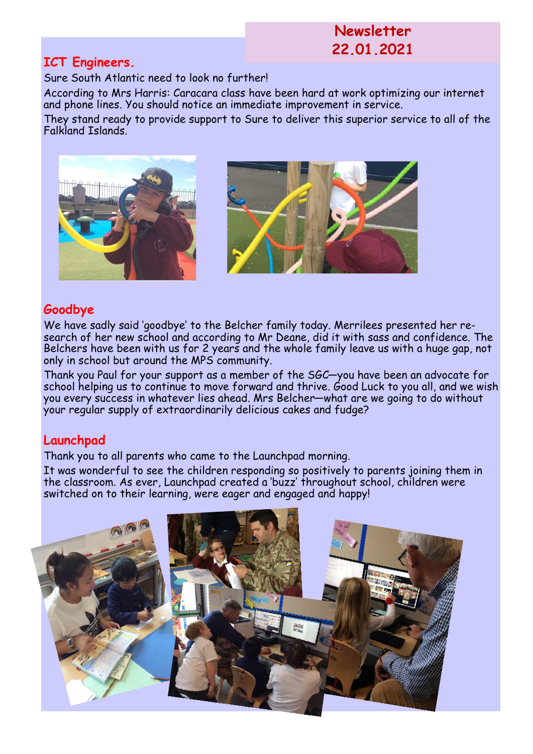# Newsletter 22.01.2021

## ICT Engineers.

Sure South Atlantic need to look no further!

According to Mrs Harris: Caracara class have been hard at work optimizing our internet and phone lines. You should notice an immediate improvement in service.

They stand ready to provide support to Sure to deliver this superior service to all of the Falkland Islands.

## Goodbye

We have sadly said 'goodbye' to the Belcher family today. Merrilees presented her research of her new school and according to Mr Deane, did it with sass and confidence. The Belchers have been with us for 2 years and the whole family leave us with a huge gap, not only in school but around the MPS community.

Thank you Paul for your support as a member of the SGC—you have been an advocate for school helping us to continue to move forward and thrive. Good Luck to you all, and we wish you every success in whatever lies ahead. Mrs Belcher—what are we going to do without your regular supply of extraordinarily delicious cakes and fudge?

## Launchpad

Thank you to all parents who came to the Launchpad morning.

It was wonderful to see the children responding so positively to parents joining them in the classroom. As ever, Launchpad created a 'buzz' throughout school, children were switched on to their learning, were eager and engaged and happy!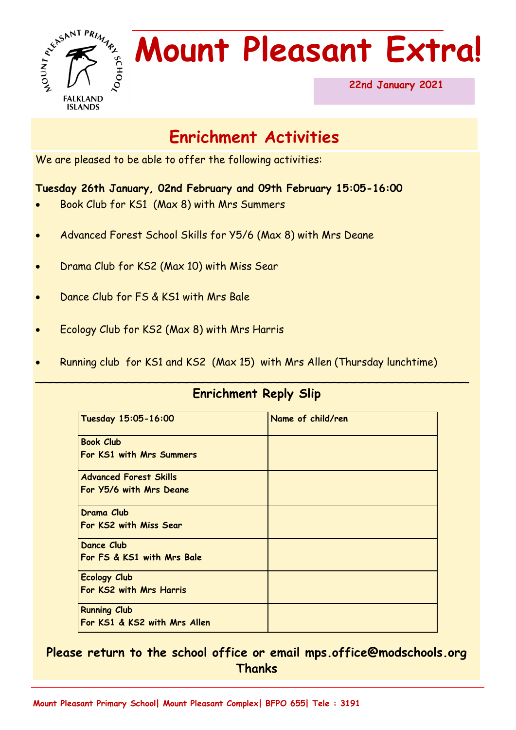# Mount Pleasant Extra!

22nd January 2021

## Enrichment Activities

We are pleased to be able to offer the following activities:

**Tuesday 26th January, 02nd February and 09th February 15:05-16:00**

- Book Club for KS1 (Max 8) with Mrs Summers
- Advanced Forest School Skills for Y5/6 (Max 8) with Mrs Deane
- Drama Club for KS2 (Max 10) with Miss Sear
- Dance Club for FS & KS1 with Mrs Bale
- Ecology Club for KS2 (Max 8) with Mrs Harris
- Running club for KS1 and KS2 (Max 15) with Mrs Allen (Thursday lunchtime)

---

### Enrichment Reply Slip

| Tuesday 15:05-16:00 | Name of child/ren |
|---|---|
| **Book Club**<br>**For KS1 with Mrs Summers** | |
| **Advanced Forest Skills**<br>**For Y5/6 with Mrs Deane** | |
| **Drama Club**<br>**For KS2 with Miss Sear** | |
| **Dance Club**<br>**For FS & KS1 with Mrs Bale** | |
| **Ecology Club**<br>**For KS2 with Mrs Harris** | |
| **Running Club**<br>**For KS1 & KS2 with Mrs Allen** | |

**Please return to the school office or email mps.office@modschools.org**
**Thanks**

Mount Pleasant Primary School| Mount Pleasant Complex| BFPO 655| Tele : 3191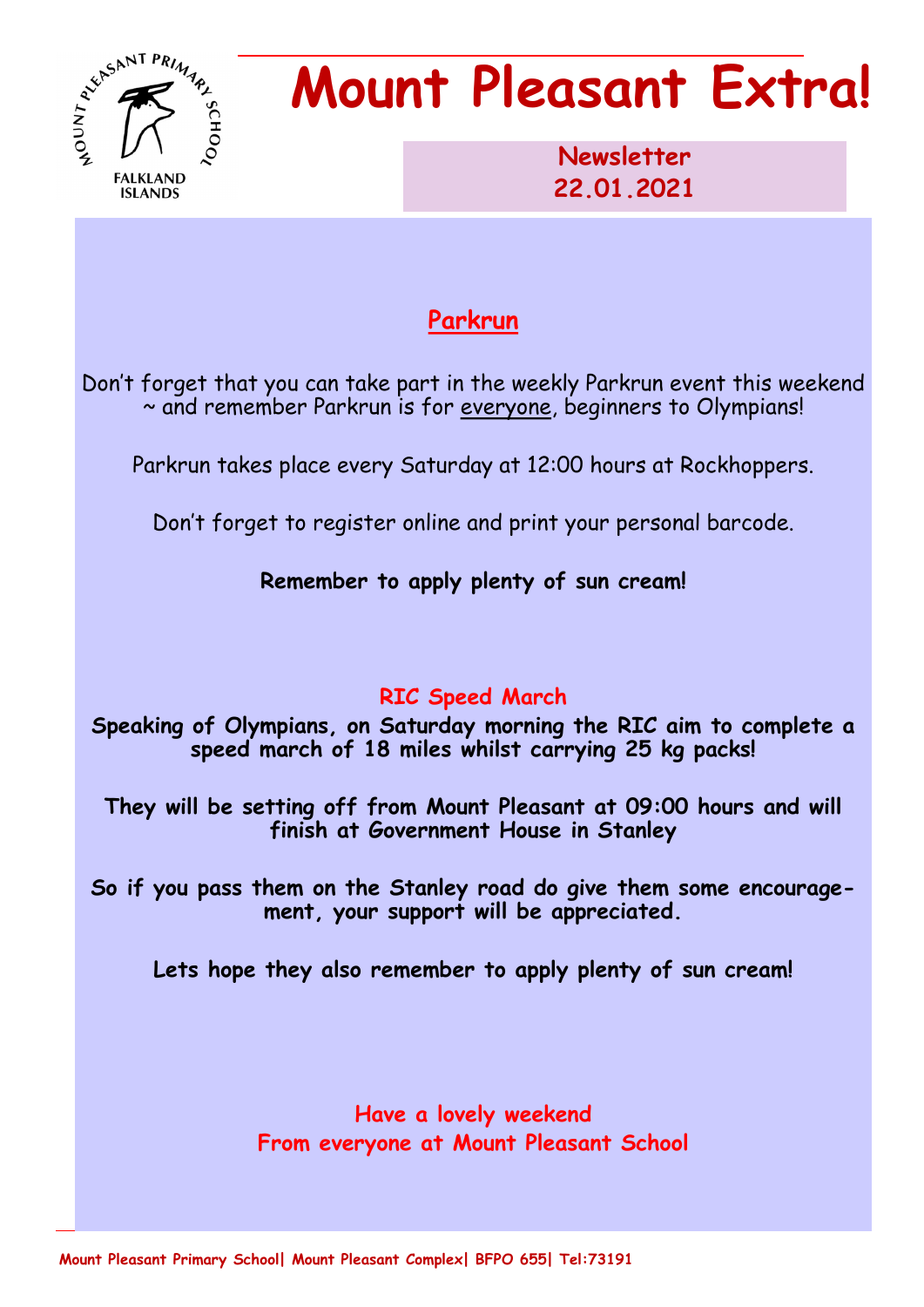# Mount Pleasant Extra!

**Newsletter 22.01.2021**

## Parkrun

Don't forget that you can take part in the weekly Parkrun event this weekend ~ and remember Parkrun is for everyone, beginners to Olympians!

Parkrun takes place every Saturday at 12:00 hours at Rockhoppers.

Don't forget to register online and print your personal barcode.

**Remember to apply plenty of sun cream!**

## RIC Speed March

**Speaking of Olympians, on Saturday morning the RIC aim to complete a speed march of 18 miles whilst carrying 25 kg packs!**

**They will be setting off from Mount Pleasant at 09:00 hours and will finish at Government House in Stanley**

**So if you pass them on the Stanley road do give them some encouragement, your support will be appreciated.**

**Lets hope they also remember to apply plenty of sun cream!**

**Have a lovely weekend**
**From everyone at Mount Pleasant School**

Mount Pleasant Primary School| Mount Pleasant Complex| BFPO 655| Tel:73191